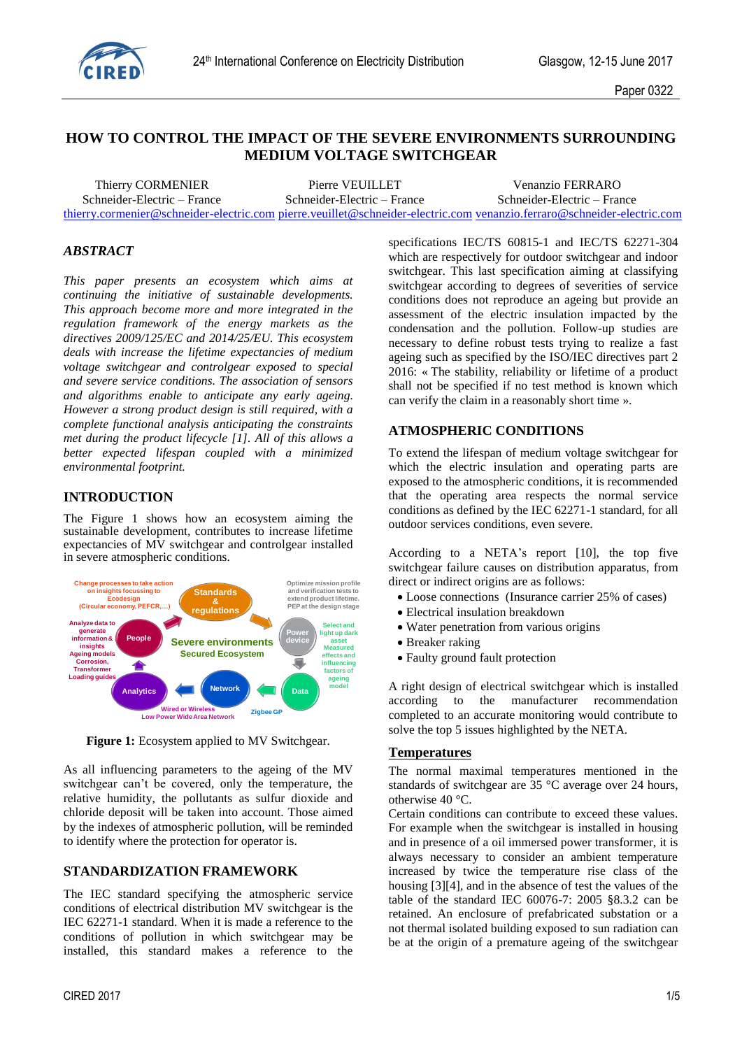# HOW TO CONTROL THE IMPACT OF THE SEVERE ENVIRONMENTS SURROUNDING MEDIUM VOLTAGE SWITCHGEAR

Thierry CORMENIER  
Schneider-Electric – France  
thierry.cormenier@schneider-electric.com

Pierre VEUILLET  
Schneider-Electric – France  
pierre.veuillet@schneider-electric.com

Venanzio FERRARO  
Schneider-Electric – France  
venanzio.ferraro@schneider-electric.com

## ABSTRACT

*This paper presents an ecosystem which aims at continuing the initiative of sustainable developments. This approach become more and more integrated in the regulation framework of the energy markets as the directives 2009/125/EC and 2014/25/EU. This ecosystem deals with increase the lifetime expectancies of medium voltage switchgear and controlgear exposed to special and severe service conditions. The association of sensors and algorithms enable to anticipate any early ageing. However a strong product design is still required, with a complete functional analysis anticipating the constraints met during the product lifecycle [1]. All of this allows a better expected lifespan coupled with a minimized environmental footprint.*

## INTRODUCTION

The Figure 1 shows how an ecosystem aiming the sustainable development, contributes to increase lifetime expectancies of MV switchgear and controlgear installed in severe atmospheric conditions.

Change processes to take action on insights focussing to Ecodesign (Circular economy, PEFCR,...)

Standards & regulations

Optimize mission profile and verification tests to extend product lifetime. PEP at the design stage

Analyze data to generate information & insights Ageing models Corrosion, Transformer Loading guides

People

Severe environments  
Secured Ecosystem

Power device

Select and light up dark asset Measured effects and influencing factors of ageing model

Analytics

Network

Data

Wired or Wireless Low Power Wide Area Network

Zigbee GP

**Figure 1:** Ecosystem applied to MV Switchgear.

As all influencing parameters to the ageing of the MV switchgear can't be covered, only the temperature, the relative humidity, the pollutants as sulfur dioxide and chloride deposit will be taken into account. Those aimed by the indexes of atmospheric pollution, will be reminded to identify where the protection for operator is.

## STANDARDIZATION FRAMEWORK

The IEC standard specifying the atmospheric service conditions of electrical distribution MV switchgear is the IEC 62271-1 standard. When it is made a reference to the conditions of pollution in which switchgear may be installed, this standard makes a reference to the specifications IEC/TS 60815-1 and IEC/TS 62271-304 which are respectively for outdoor switchgear and indoor switchgear. This last specification aiming at classifying switchgear according to degrees of severities of service conditions does not reproduce an ageing but provide an assessment of the electric insulation impacted by the condensation and the pollution. Follow-up studies are necessary to define robust tests trying to realize a fast ageing such as specified by the ISO/IEC directives part 2 2016: « The stability, reliability or lifetime of a product shall not be specified if no test method is known which can verify the claim in a reasonably short time ».

## ATMOSPHERIC CONDITIONS

To extend the lifespan of medium voltage switchgear for which the electric insulation and operating parts are exposed to the atmospheric conditions, it is recommended that the operating area respects the normal service conditions as defined by the IEC 62271-1 standard, for all outdoor services conditions, even severe.

According to a NETA's report [10], the top five switchgear failure causes on distribution apparatus, from direct or indirect origins are as follows:

- Loose connections (Insurance carrier 25% of cases)
- Electrical insulation breakdown
- Water penetration from various origins
- Breaker raking
- Faulty ground fault protection

A right design of electrical switchgear which is installed according to the manufacturer recommendation completed to an accurate monitoring would contribute to solve the top 5 issues highlighted by the NETA.

### Temperatures

The normal maximal temperatures mentioned in the standards of switchgear are 35 °C average over 24 hours, otherwise 40 °C.  
Certain conditions can contribute to exceed these values. For example when the switchgear is installed in housing and in presence of a oil immersed power transformer, it is always necessary to consider an ambient temperature increased by twice the temperature rise class of the housing [3][4], and in the absence of test the values of the table of the standard IEC 60076-7: 2005 §8.3.2 can be retained. An enclosure of prefabricated substation or a not thermal isolated building exposed to sun radiation can be at the origin of a premature ageing of the switchgear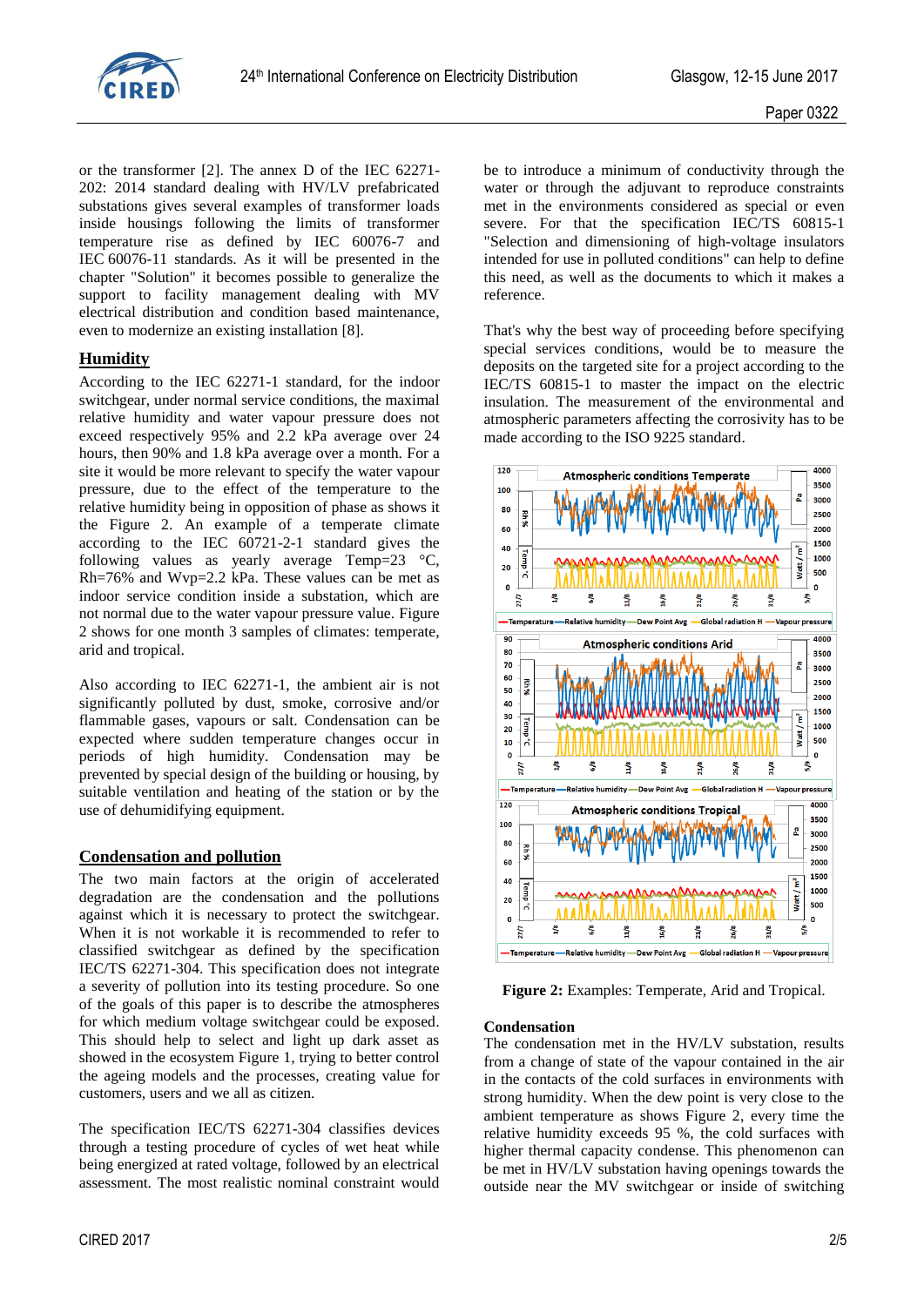or the transformer [2]. The annex D of the IEC 62271-202: 2014 standard dealing with HV/LV prefabricated substations gives several examples of transformer loads inside housings following the limits of transformer temperature rise as defined by IEC 60076-7 and IEC 60076-11 standards. As it will be presented in the chapter "Solution" it becomes possible to generalize the support to facility management dealing with MV electrical distribution and condition based maintenance, even to modernize an existing installation [8].

## Humidity

According to the IEC 62271-1 standard, for the indoor switchgear, under normal service conditions, the maximal relative humidity and water vapour pressure does not exceed respectively 95% and 2.2 kPa average over 24 hours, then 90% and 1.8 kPa average over a month. For a site it would be more relevant to specify the water vapour pressure, due to the effect of the temperature to the relative humidity being in opposition of phase as shows it the Figure 2. An example of a temperate climate according to the IEC 60721-2-1 standard gives the following values as yearly average Temp=23 °C, Rh=76% and Wvp=2.2 kPa. These values can be met as indoor service condition inside a substation, which are not normal due to the water vapour pressure value. Figure 2 shows for one month 3 samples of climates: temperate, arid and tropical.

Also according to IEC 62271-1, the ambient air is not significantly polluted by dust, smoke, corrosive and/or flammable gases, vapours or salt. Condensation can be expected where sudden temperature changes occur in periods of high humidity. Condensation may be prevented by special design of the building or housing, by suitable ventilation and heating of the station or by the use of dehumidifying equipment.

## Condensation and pollution

The two main factors at the origin of accelerated degradation are the condensation and the pollutions against which it is necessary to protect the switchgear. When it is not workable it is recommended to refer to classified switchgear as defined by the specification IEC/TS 62271-304. This specification does not integrate a severity of pollution into its testing procedure. So one of the goals of this paper is to describe the atmospheres for which medium voltage switchgear could be exposed. This should help to select and light up dark asset as showed in the ecosystem Figure 1, trying to better control the ageing models and the processes, creating value for customers, users and we all as citizen.

The specification IEC/TS 62271-304 classifies devices through a testing procedure of cycles of wet heat while being energized at rated voltage, followed by an electrical assessment. The most realistic nominal constraint would be to introduce a minimum of conductivity through the water or through the adjuvant to reproduce constraints met in the environments considered as special or even severe. For that the specification IEC/TS 60815-1 "Selection and dimensioning of high-voltage insulators intended for use in polluted conditions" can help to define this need, as well as the documents to which it makes a reference.

That's why the best way of proceeding before specifying special services conditions, would be to measure the deposits on the targeted site for a project according to the IEC/TS 60815-1 to master the impact on the electric insulation. The measurement of the environmental and atmospheric parameters affecting the corrosivity has to be made according to the ISO 9225 standard.

Atmospheric conditions Temperate
120
100
80
60
40
20
0
Rh %
Temp °C
4000
3500
3000
2500
2000
1500
1000
500
0
Pa
Watt / m²
27/7 1/8 6/8 11/8 16/8 21/8 26/8 31/8 5/9
Temperature Relative humidity Dew Point Avg Global radiation H Vapour pressure

Atmospheric conditions Arid
90
80
70
60
50
40
30
20
10
0
Rh %
Temp °C
4000
3500
3000
2500
2000
1500
1000
500
0
Pa
Watt / m²
27/7 1/8 6/8 11/8 16/8 21/8 26/8 31/8 5/9
Temperature Relative humidity Dew Point Avg Global radiation H Vapour pressure

Atmospheric conditions Tropical
120
100
80
60
40
20
0
Rh %
Temp °C
4000
3500
3000
2500
2000
1500
1000
500
0
Pa
Watt / m²
27/7 1/8 6/8 11/8 16/8 21/8 26/8 31/8 5/9
Temperature Relative humidity Dew Point Avg Global radiation H Vapour pressure

**Figure 2:** Examples: Temperate, Arid and Tropical.

### Condensation

The condensation met in the HV/LV substation, results from a change of state of the vapour contained in the air in the contacts of the cold surfaces in environments with strong humidity. When the dew point is very close to the ambient temperature as shows Figure 2, every time the relative humidity exceeds 95 %, the cold surfaces with higher thermal capacity condense. This phenomenon can be met in HV/LV substation having openings towards the outside near the MV switchgear or inside of switching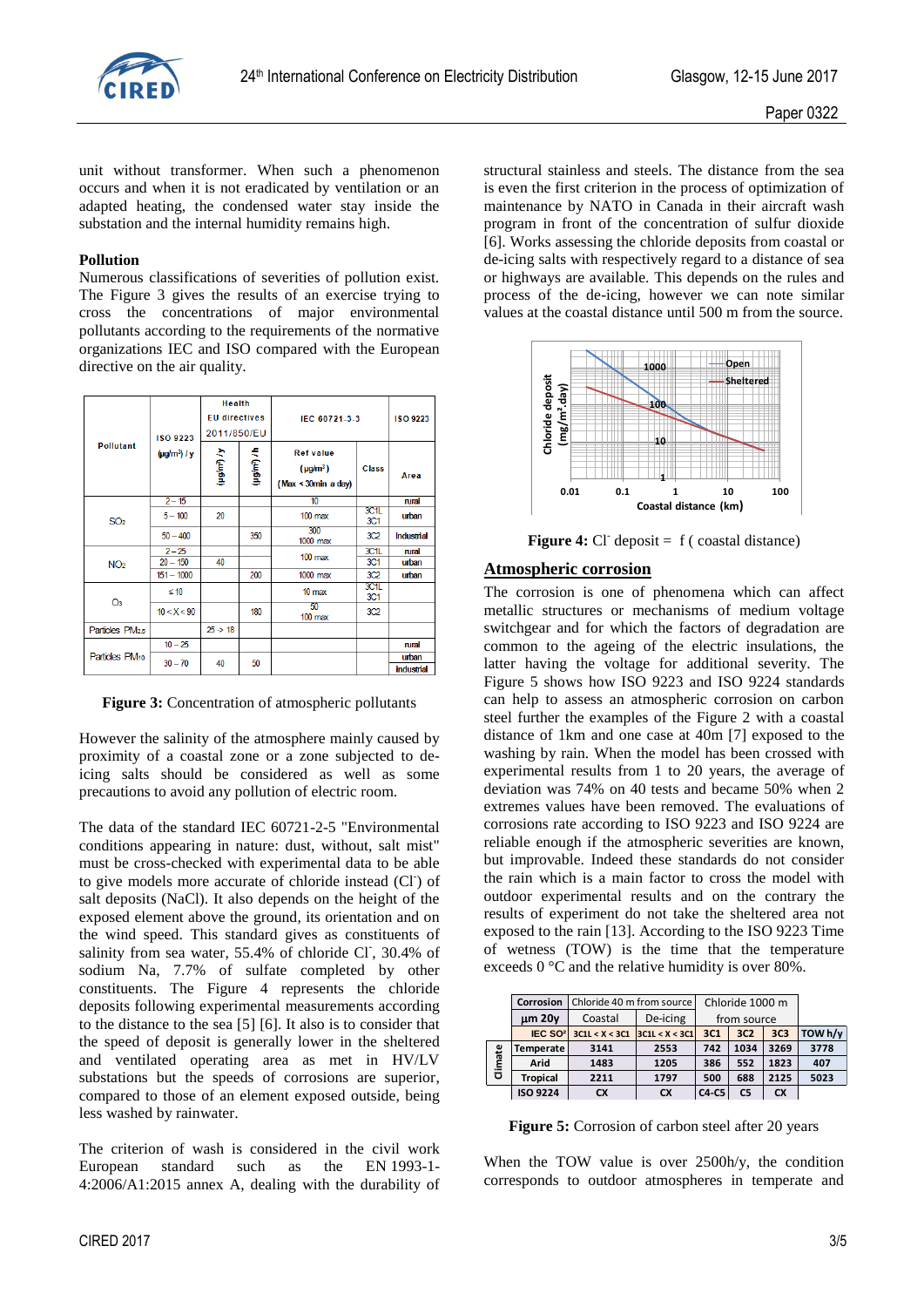unit without transformer. When such a phenomenon occurs and when it is not eradicated by ventilation or an adapted heating, the condensed water stay inside the substation and the internal humidity remains high.

**Pollution**

Numerous classifications of severities of pollution exist. The Figure 3 gives the results of an exercise trying to cross the concentrations of major environmental pollutants according to the requirements of the normative organizations IEC and ISO compared with the European directive on the air quality.

| Pollutant | ISO 9223 (µg/m³) / y | Health EU directives 2011/850/EU (µg/m³) / y | Health EU directives 2011/850/EU (µg/m³) / h | IEC 60721-3-3 Ref value (µg/m³) (Max < 30min a day) | IEC 60721-3-3 Class | ISO 9223 Area |
|---|---|---|---|---|---|---|
| $SO_2$ | 2 – 15 | | | 10 | | rural |
| | 5 – 100 | 20 | | 100 max | 3C1L 3C1 | urban |
| | 50 – 400 | | 350 | 300 1000 max | 3C2 | Industrial |
| $NO_2$ | 2 – 25 | | | 100 max | 3C1L | rural |
| | 20 – 150 | 40 | | | 3C1 | urban |
| | 151 – 1000 | | 200 | 1000 max | 3C2 | urban |
| $O_3$ | ≤ 10 | | | 10 max | 3C1L 3C1 | |
| | 10 < X < 90 | | 180 | 50 100 max | 3C2 | |
| Particles $PM_{2.5}$ | | 25 -> 18 | | | | |
| Particles $PM_{10}$ | 10 – 25 | | | | | rural |
| | 30 – 70 | 40 | 50 | | | urban industrial |

**Figure 3:** Concentration of atmospheric pollutants

However the salinity of the atmosphere mainly caused by proximity of a coastal zone or a zone subjected to de-icing salts should be considered as well as some precautions to avoid any pollution of electric room.

The data of the standard IEC 60721-2-5 "Environmental conditions appearing in nature: dust, without, salt mist" must be cross-checked with experimental data to be able to give models more accurate of chloride instead ($Cl^-$) of salt deposits (NaCl). It also depends on the height of the exposed element above the ground, its orientation and on the wind speed. This standard gives as constituents of salinity from sea water, 55.4% of chloride $Cl^-$, 30.4% of sodium Na, 7.7% of sulfate completed by other constituents. The Figure 4 represents the chloride deposits following experimental measurements according to the distance to the sea [5] [6]. It also is to consider that the speed of deposit is generally lower in the sheltered and ventilated operating area as met in HV/LV substations but the speeds of corrosions are superior, compared to those of an element exposed outside, being less washed by rainwater.

The criterion of wash is considered in the civil work European standard such as the EN 1993-1-4:2006/A1:2015 annex A, dealing with the durability of structural stainless and steels. The distance from the sea is even the first criterion in the process of optimization of maintenance by NATO in Canada in their aircraft wash program in front of the concentration of sulfur dioxide [6]. Works assessing the chloride deposits from coastal or de-icing salts with respectively regard to a distance of sea or highways are available. This depends on the rules and process of the de-icing, however we can note similar values at the coastal distance until 500 m from the source.

Chloride deposit (mg/m².day)
1000
100
10
1
Open
Sheltered
0.01 0.1 1 10 100
Coastal distance (km)

**Figure 4:** $Cl^-$ deposit = f ( coastal distance)

## Atmospheric corrosion

The corrosion is one of phenomena which can affect metallic structures or mechanisms of medium voltage switchgear and for which the factors of degradation are common to the ageing of the electric insulations, the latter having the voltage for additional severity. The Figure 5 shows how ISO 9223 and ISO 9224 standards can help to assess an atmospheric corrosion on carbon steel further the examples of the Figure 2 with a coastal distance of 1km and one case at 40m [7] exposed to the washing by rain. When the model has been crossed with experimental results from 1 to 20 years, the average of deviation was 74% on 40 tests and became 50% when 2 extremes values have been removed. The evaluations of corrosions rate according to ISO 9223 and ISO 9224 are reliable enough if the atmospheric severities are known, but improvable. Indeed these standards do not consider the rain which is a main factor to cross the model with outdoor experimental results and on the contrary the results of experiment do not take the sheltered area not exposed to the rain [13]. According to the ISO 9223 Time of wetness (TOW) is the time that the temperature exceeds 0 °C and the relative humidity is over 80%.

| | Corrosion µm 20y | Chloride 40 m from source Coastal | Chloride 40 m from source De-icing | Chloride 1000 m from source | | | |
|---|---|---|---|---|---|---|---|
| | IEC $SO^2$ | 3C1L < X < 3C1 | 3C1L < X < 3C1 | 3C1 | 3C2 | 3C3 | TOW h/y |
| Climate | Temperate | 3141 | 2553 | 742 | 1034 | 3269 | 3778 |
| | Arid | 1483 | 1205 | 386 | 552 | 1823 | 407 |
| | Tropical | 2211 | 1797 | 500 | 688 | 2125 | 5023 |
| | ISO 9224 | CX | CX | C4-C5 | C5 | CX | |

**Figure 5:** Corrosion of carbon steel after 20 years

When the TOW value is over 2500h/y, the condition corresponds to outdoor atmospheres in temperate and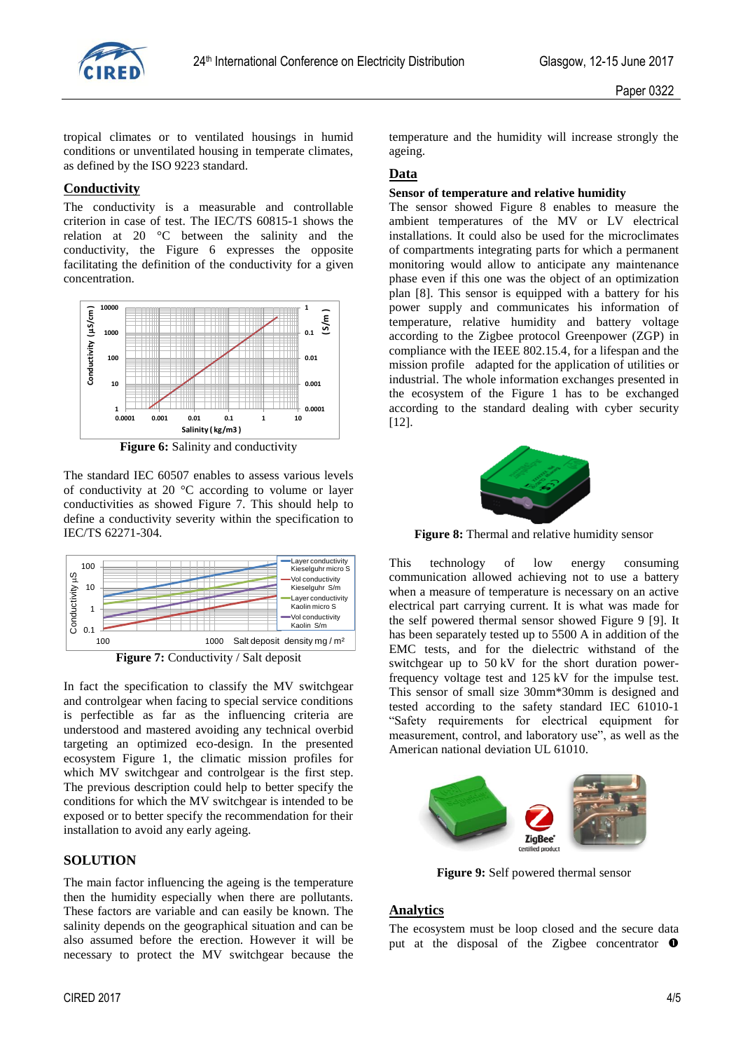tropical climates or to ventilated housings in humid conditions or unventilated housing in temperate climates, as defined by the ISO 9223 standard.

## Conductivity

The conductivity is a measurable and controllable criterion in case of test. The IEC/TS 60815-1 shows the relation at 20 °C between the salinity and the conductivity, the Figure 6 expresses the opposite facilitating the definition of the conductivity for a given concentration.

Conductivity (µS/cm)
10000
1000
100
10
1
0.0001 0.001 0.01 0.1 1 10
Salinity ( kg/m3 )
1
0.1
0.01
0.001
0.0001
(S/m)

**Figure 6:** Salinity and conductivity

The standard IEC 60507 enables to assess various levels of conductivity at 20 °C according to volume or layer conductivities as showed Figure 7. This should help to define a conductivity severity within the specification to IEC/TS 62271-304.

Conductivity µS
100
10
1
0.1
100 1000 Salt deposit density mg / m²
Layer conductivity Kieselguhr micro S
Vol conductivity Kieselguhr S/m
Layer conductivity Kaolin micro S
Vol conductivity Kaolin S/m

**Figure 7:** Conductivity / Salt deposit

In fact the specification to classify the MV switchgear and controlgear when facing to special service conditions is perfectible as far as the influencing criteria are understood and mastered avoiding any technical overbid targeting an optimized eco-design. In the presented ecosystem Figure 1, the climatic mission profiles for which MV switchgear and controlgear is the first step. The previous description could help to better specify the conditions for which the MV switchgear is intended to be exposed or to better specify the recommendation for their installation to avoid any early ageing.

## SOLUTION

The main factor influencing the ageing is the temperature then the humidity especially when there are pollutants. These factors are variable and can easily be known. The salinity depends on the geographical situation and can be also assumed before the erection. However it will be necessary to protect the MV switchgear because the temperature and the humidity will increase strongly the ageing.

## Data

### Sensor of temperature and relative humidity

The sensor showed Figure 8 enables to measure the ambient temperatures of the MV or LV electrical installations. It could also be used for the microclimates of compartments integrating parts for which a permanent monitoring would allow to anticipate any maintenance phase even if this one was the object of an optimization plan [8]. This sensor is equipped with a battery for his power supply and communicates his information of temperature, relative humidity and battery voltage according to the Zigbee protocol Greenpower (ZGP) in compliance with the IEEE 802.15.4, for a lifespan and the mission profile adapted for the application of utilities or industrial. The whole information exchanges presented in the ecosystem of the Figure 1 has to be exchanged according to the standard dealing with cyber security [12].

**Figure 8:** Thermal and relative humidity sensor

This technology of low energy consuming communication allowed achieving not to use a battery when a measure of temperature is necessary on an active electrical part carrying current. It is what was made for the self powered thermal sensor showed Figure 9 [9]. It has been separately tested up to 5500 A in addition of the EMC tests, and for the dielectric withstand of the switchgear up to 50 kV for the short duration power-frequency voltage test and 125 kV for the impulse test. This sensor of small size 30mm*30mm is designed and tested according to the safety standard IEC 61010-1 "Safety requirements for electrical equipment for measurement, control, and laboratory use", as well as the American national deviation UL 61010.

ZigBee Certified product

**Figure 9:** Self powered thermal sensor

## Analytics

The ecosystem must be loop closed and the secure data put at the disposal of the Zigbee concentrator ❶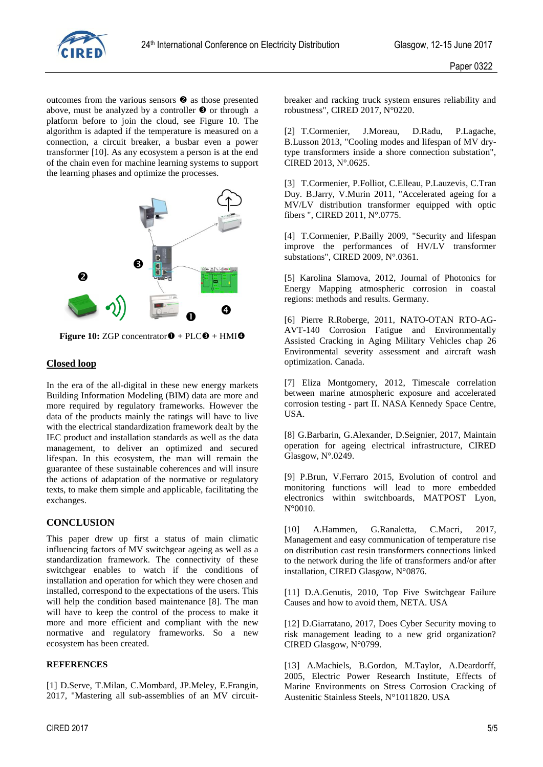outcomes from the various sensors ❷ as those presented above, must be analyzed by a controller ❸ or through a platform before to join the cloud, see Figure 10. The algorithm is adapted if the temperature is measured on a connection, a circuit breaker, a busbar even a power transformer [10]. As any ecosystem a person is at the end of the chain even for machine learning systems to support the learning phases and optimize the processes.

**Figure 10:** ZGP concentrator❶ + PLC❸ + HMI❹

## Closed loop

In the era of the all-digital in these new energy markets Building Information Modeling (BIM) data are more and more required by regulatory frameworks. However the data of the products mainly the ratings will have to live with the electrical standardization framework dealt by the IEC product and installation standards as well as the data management, to deliver an optimized and secured lifespan. In this ecosystem, the man will remain the guarantee of these sustainable coherences and will insure the actions of adaptation of the normative or regulatory texts, to make them simple and applicable, facilitating the exchanges.

## CONCLUSION

This paper drew up first a status of main climatic influencing factors of MV switchgear ageing as well as a standardization framework. The connectivity of these switchgear enables to watch if the conditions of installation and operation for which they were chosen and installed, correspond to the expectations of the users. This will help the condition based maintenance [8]. The man will have to keep the control of the process to make it more and more efficient and compliant with the new normative and regulatory frameworks. So a new ecosystem has been created.

## REFERENCES

[1] D.Serve, T.Milan, C.Mombard, JP.Meley, E.Frangin, 2017, "Mastering all sub-assemblies of an MV circuit-breaker and racking truck system ensures reliability and robustness", CIRED 2017, N°0220.

[2] T.Cormenier, J.Moreau, D.Radu, P.Lagache, B.Lusson 2013, "Cooling modes and lifespan of MV dry-type transformers inside a shore connection substation", CIRED 2013, N°.0625.

[3] T.Cormenier, P.Folliot, C.Elleau, P.Lauzevis, C.Tran Duy. B.Jarry, V.Murin 2011, "Accelerated ageing for a MV/LV distribution transformer equipped with optic fibers ", CIRED 2011, N°.0775.

[4] T.Cormenier, P.Bailly 2009, "Security and lifespan improve the performances of HV/LV transformer substations", CIRED 2009, N°.0361.

[5] Karolina Slamova, 2012, Journal of Photonics for Energy Mapping atmospheric corrosion in coastal regions: methods and results. Germany.

[6] Pierre R.Roberge, 2011, NATO-OTAN RTO-AG-AVT-140 Corrosion Fatigue and Environmentally Assisted Cracking in Aging Military Vehicles chap 26 Environmental severity assessment and aircraft wash optimization. Canada.

[7] Eliza Montgomery, 2012, Timescale correlation between marine atmospheric exposure and accelerated corrosion testing - part II. NASA Kennedy Space Centre, USA.

[8] G.Barbarin, G.Alexander, D.Seignier, 2017, Maintain operation for ageing electrical infrastructure, CIRED Glasgow, N°.0249.

[9] P.Brun, V.Ferraro 2015, Evolution of control and monitoring functions will lead to more embedded electronics within switchboards, MATPOST Lyon, N°0010.

[10] A.Hammen, G.Ranaletta, C.Macri, 2017, Management and easy communication of temperature rise on distribution cast resin transformers connections linked to the network during the life of transformers and/or after installation, CIRED Glasgow, N°0876.

[11] D.A.Genutis, 2010, Top Five Switchgear Failure Causes and how to avoid them, NETA. USA

[12] D.Giarratano, 2017, Does Cyber Security moving to risk management leading to a new grid organization? CIRED Glasgow, N°0799.

[13] A.Machiels, B.Gordon, M.Taylor, A.Deardorff, 2005, Electric Power Research Institute, Effects of Marine Environments on Stress Corrosion Cracking of Austenitic Stainless Steels, N°1011820. USA